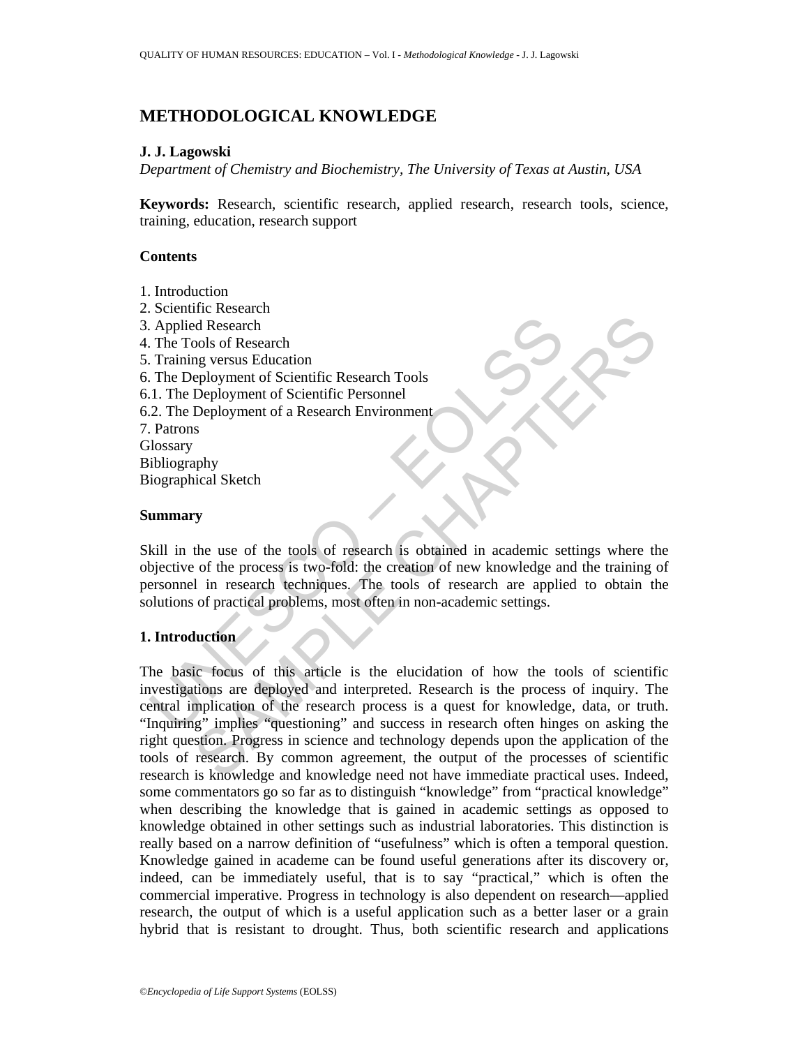# METHODOLOGICAL KNOWLEDGE

**J. J. Lagowski**

*Department of Chemistry and Biochemistry, The University of Texas at Austin, USA*

**Keywords:** Research, scientific research, applied research, research tools, science, training, education, research support

## Contents

1. Introduction
2. Scientific Research
3. Applied Research
4. The Tools of Research
5. Training versus Education
6. The Deployment of Scientific Research Tools
6.1. The Deployment of Scientific Personnel
6.2. The Deployment of a Research Environment
7. Patrons

Glossary
Bibliography
Biographical Sketch

## Summary

Skill in the use of the tools of research is obtained in academic settings where the objective of the process is two-fold: the creation of new knowledge and the training of personnel in research techniques. The tools of research are applied to obtain the solutions of practical problems, most often in non-academic settings.

## 1. Introduction

The basic focus of this article is the elucidation of how the tools of scientific investigations are deployed and interpreted. Research is the process of inquiry. The central implication of the research process is a quest for knowledge, data, or truth. "Inquiring" implies "questioning" and success in research often hinges on asking the right question. Progress in science and technology depends upon the application of the tools of research. By common agreement, the output of the processes of scientific research is knowledge and knowledge need not have immediate practical uses. Indeed, some commentators go so far as to distinguish "knowledge" from "practical knowledge" when describing the knowledge that is gained in academic settings as opposed to knowledge obtained in other settings such as industrial laboratories. This distinction is really based on a narrow definition of "usefulness" which is often a temporal question. Knowledge gained in academe can be found useful generations after its discovery or, indeed, can be immediately useful, that is to say "practical," which is often the commercial imperative. Progress in technology is also dependent on research—applied research, the output of which is a useful application such as a better laser or a grain hybrid that is resistant to drought. Thus, both scientific research and applications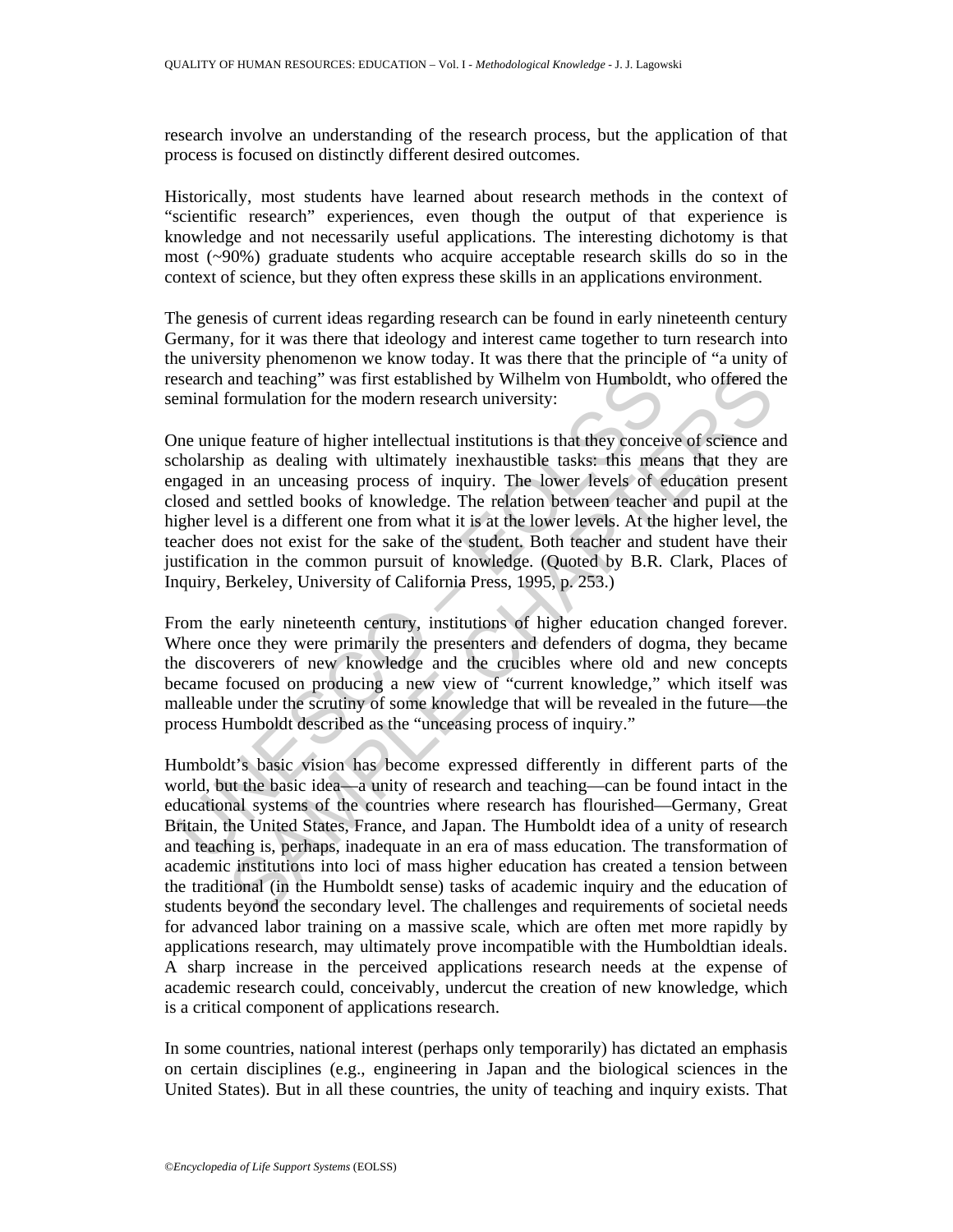research involve an understanding of the research process, but the application of that process is focused on distinctly different desired outcomes.

Historically, most students have learned about research methods in the context of "scientific research" experiences, even though the output of that experience is knowledge and not necessarily useful applications. The interesting dichotomy is that most (~90%) graduate students who acquire acceptable research skills do so in the context of science, but they often express these skills in an applications environment.

The genesis of current ideas regarding research can be found in early nineteenth century Germany, for it was there that ideology and interest came together to turn research into the university phenomenon we know today. It was there that the principle of "a unity of research and teaching" was first established by Wilhelm von Humboldt, who offered the seminal formulation for the modern research university:

One unique feature of higher intellectual institutions is that they conceive of science and scholarship as dealing with ultimately inexhaustible tasks: this means that they are engaged in an unceasing process of inquiry. The lower levels of education present closed and settled books of knowledge. The relation between teacher and pupil at the higher level is a different one from what it is at the lower levels. At the higher level, the teacher does not exist for the sake of the student. Both teacher and student have their justification in the common pursuit of knowledge. (Quoted by B.R. Clark, Places of Inquiry, Berkeley, University of California Press, 1995, p. 253.)

From the early nineteenth century, institutions of higher education changed forever. Where once they were primarily the presenters and defenders of dogma, they became the discoverers of new knowledge and the crucibles where old and new concepts became focused on producing a new view of "current knowledge," which itself was malleable under the scrutiny of some knowledge that will be revealed in the future—the process Humboldt described as the "unceasing process of inquiry."

Humboldt's basic vision has become expressed differently in different parts of the world, but the basic idea—a unity of research and teaching—can be found intact in the educational systems of the countries where research has flourished—Germany, Great Britain, the United States, France, and Japan. The Humboldt idea of a unity of research and teaching is, perhaps, inadequate in an era of mass education. The transformation of academic institutions into loci of mass higher education has created a tension between the traditional (in the Humboldt sense) tasks of academic inquiry and the education of students beyond the secondary level. The challenges and requirements of societal needs for advanced labor training on a massive scale, which are often met more rapidly by applications research, may ultimately prove incompatible with the Humboldtian ideals. A sharp increase in the perceived applications research needs at the expense of academic research could, conceivably, undercut the creation of new knowledge, which is a critical component of applications research.

In some countries, national interest (perhaps only temporarily) has dictated an emphasis on certain disciplines (e.g., engineering in Japan and the biological sciences in the United States). But in all these countries, the unity of teaching and inquiry exists. That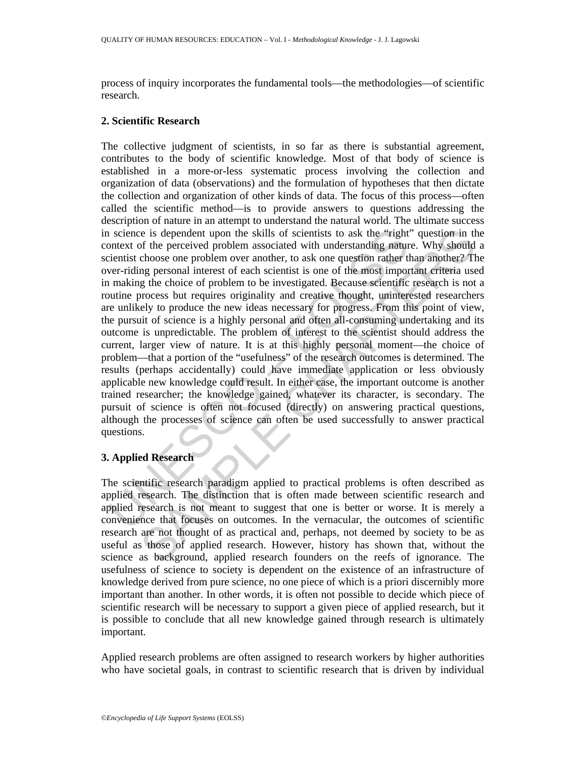process of inquiry incorporates the fundamental tools—the methodologies—of scientific research.

## 2. Scientific Research

The collective judgment of scientists, in so far as there is substantial agreement, contributes to the body of scientific knowledge. Most of that body of science is established in a more-or-less systematic process involving the collection and organization of data (observations) and the formulation of hypotheses that then dictate the collection and organization of other kinds of data. The focus of this process—often called the scientific method—is to provide answers to questions addressing the description of nature in an attempt to understand the natural world. The ultimate success in science is dependent upon the skills of scientists to ask the "right" question in the context of the perceived problem associated with understanding nature. Why should a scientist choose one problem over another, to ask one question rather than another? The over-riding personal interest of each scientist is one of the most important criteria used in making the choice of problem to be investigated. Because scientific research is not a routine process but requires originality and creative thought, uninterested researchers are unlikely to produce the new ideas necessary for progress. From this point of view, the pursuit of science is a highly personal and often all-consuming undertaking and its outcome is unpredictable. The problem of interest to the scientist should address the current, larger view of nature. It is at this highly personal moment—the choice of problem—that a portion of the "usefulness" of the research outcomes is determined. The results (perhaps accidentally) could have immediate application or less obviously applicable new knowledge could result. In either case, the important outcome is another trained researcher; the knowledge gained, whatever its character, is secondary. The pursuit of science is often not focused (directly) on answering practical questions, although the processes of science can often be used successfully to answer practical questions.

## 3. Applied Research

The scientific research paradigm applied to practical problems is often described as applied research. The distinction that is often made between scientific research and applied research is not meant to suggest that one is better or worse. It is merely a convenience that focuses on outcomes. In the vernacular, the outcomes of scientific research are not thought of as practical and, perhaps, not deemed by society to be as useful as those of applied research. However, history has shown that, without the science as background, applied research founders on the reefs of ignorance. The usefulness of science to society is dependent on the existence of an infrastructure of knowledge derived from pure science, no one piece of which is a priori discernibly more important than another. In other words, it is often not possible to decide which piece of scientific research will be necessary to support a given piece of applied research, but it is possible to conclude that all new knowledge gained through research is ultimately important.

Applied research problems are often assigned to research workers by higher authorities who have societal goals, in contrast to scientific research that is driven by individual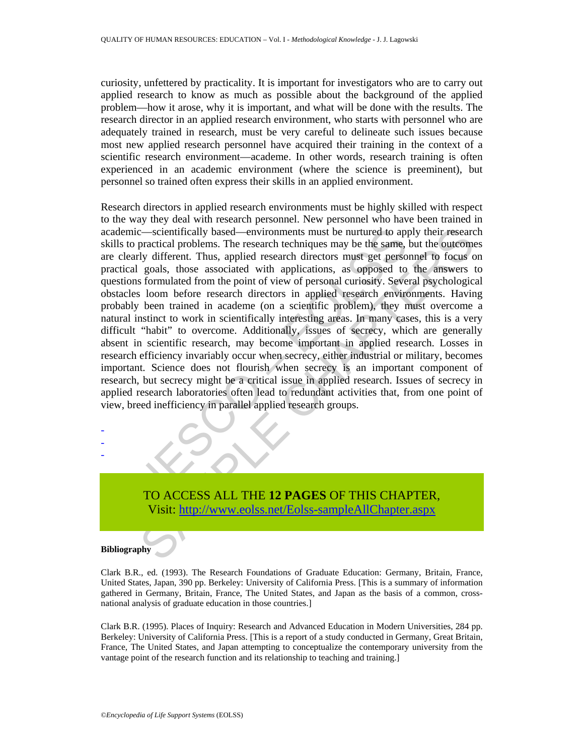curiosity, unfettered by practicality. It is important for investigators who are to carry out applied research to know as much as possible about the background of the applied problem—how it arose, why it is important, and what will be done with the results. The research director in an applied research environment, who starts with personnel who are adequately trained in research, must be very careful to delineate such issues because most new applied research personnel have acquired their training in the context of a scientific research environment—academe. In other words, research training is often experienced in an academic environment (where the science is preeminent), but personnel so trained often express their skills in an applied environment.

Research directors in applied research environments must be highly skilled with respect to the way they deal with research personnel. New personnel who have been trained in academic—scientifically based—environments must be nurtured to apply their research skills to practical problems. The research techniques may be the same, but the outcomes are clearly different. Thus, applied research directors must get personnel to focus on practical goals, those associated with applications, as opposed to the answers to questions formulated from the point of view of personal curiosity. Several psychological obstacles loom before research directors in applied research environments. Having probably been trained in academe (on a scientific problem), they must overcome a natural instinct to work in scientifically interesting areas. In many cases, this is a very difficult "habit" to overcome. Additionally, issues of secrecy, which are generally absent in scientific research, may become important in applied research. Losses in research efficiency invariably occur when secrecy, either industrial or military, becomes important. Science does not flourish when secrecy is an important component of research, but secrecy might be a critical issue in applied research. Issues of secrecy in applied research laboratories often lead to redundant activities that, from one point of view, breed inefficiency in parallel applied research groups.

-
-
-

TO ACCESS ALL THE **12 PAGES** OF THIS CHAPTER,
Visit: http://www.eolss.net/Eolss-sampleAllChapter.aspx

**Bibliography**

Clark B.R., ed. (1993). The Research Foundations of Graduate Education: Germany, Britain, France, United States, Japan, 390 pp. Berkeley: University of California Press. [This is a summary of information gathered in Germany, Britain, France, The United States, and Japan as the basis of a common, cross-national analysis of graduate education in those countries.]

Clark B.R. (1995). Places of Inquiry: Research and Advanced Education in Modern Universities, 284 pp. Berkeley: University of California Press. [This is a report of a study conducted in Germany, Great Britain, France, The United States, and Japan attempting to conceptualize the contemporary university from the vantage point of the research function and its relationship to teaching and training.]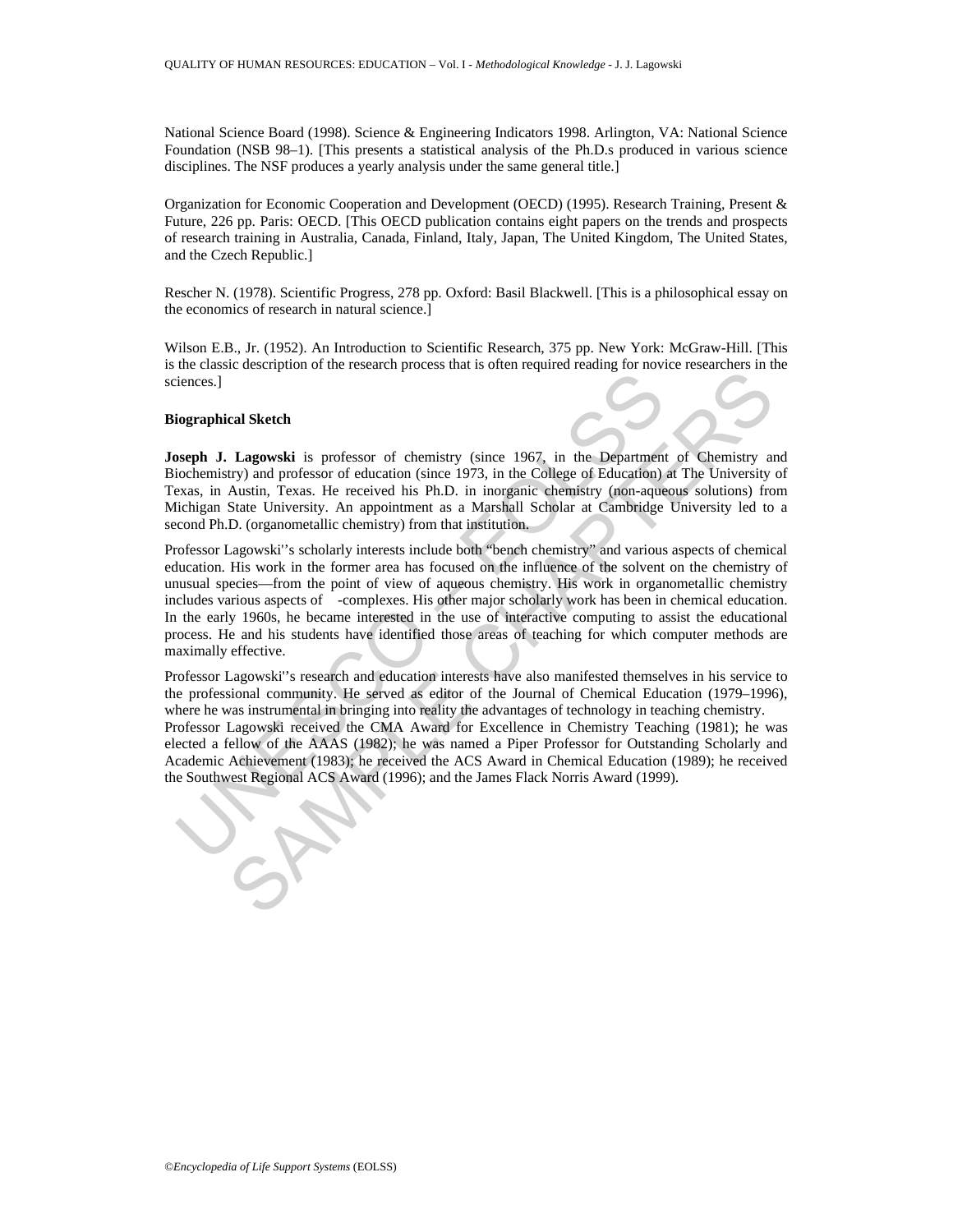National Science Board (1998). Science & Engineering Indicators 1998. Arlington, VA: National Science Foundation (NSB 98–1). [This presents a statistical analysis of the Ph.D.s produced in various science disciplines. The NSF produces a yearly analysis under the same general title.]

Organization for Economic Cooperation and Development (OECD) (1995). Research Training, Present & Future, 226 pp. Paris: OECD. [This OECD publication contains eight papers on the trends and prospects of research training in Australia, Canada, Finland, Italy, Japan, The United Kingdom, The United States, and the Czech Republic.]

Rescher N. (1978). Scientific Progress, 278 pp. Oxford: Basil Blackwell. [This is a philosophical essay on the economics of research in natural science.]

Wilson E.B., Jr. (1952). An Introduction to Scientific Research, 375 pp. New York: McGraw-Hill. [This is the classic description of the research process that is often required reading for novice researchers in the sciences.]

**Biographical Sketch**

**Joseph J. Lagowski** is professor of chemistry (since 1967, in the Department of Chemistry and Biochemistry) and professor of education (since 1973, in the College of Education) at The University of Texas, in Austin, Texas. He received his Ph.D. in inorganic chemistry (non-aqueous solutions) from Michigan State University. An appointment as a Marshall Scholar at Cambridge University led to a second Ph.D. (organometallic chemistry) from that institution.

Professor Lagowski''s scholarly interests include both "bench chemistry" and various aspects of chemical education. His work in the former area has focused on the influence of the solvent on the chemistry of unusual species—from the point of view of aqueous chemistry. His work in organometallic chemistry includes various aspects of -complexes. His other major scholarly work has been in chemical education. In the early 1960s, he became interested in the use of interactive computing to assist the educational process. He and his students have identified those areas of teaching for which computer methods are maximally effective.

Professor Lagowski''s research and education interests have also manifested themselves in his service to the professional community. He served as editor of the Journal of Chemical Education (1979–1996), where he was instrumental in bringing into reality the advantages of technology in teaching chemistry.
Professor Lagowski received the CMA Award for Excellence in Chemistry Teaching (1981); he was elected a fellow of the AAAS (1982); he was named a Piper Professor for Outstanding Scholarly and Academic Achievement (1983); he received the ACS Award in Chemical Education (1989); he received the Southwest Regional ACS Award (1996); and the James Flack Norris Award (1999).